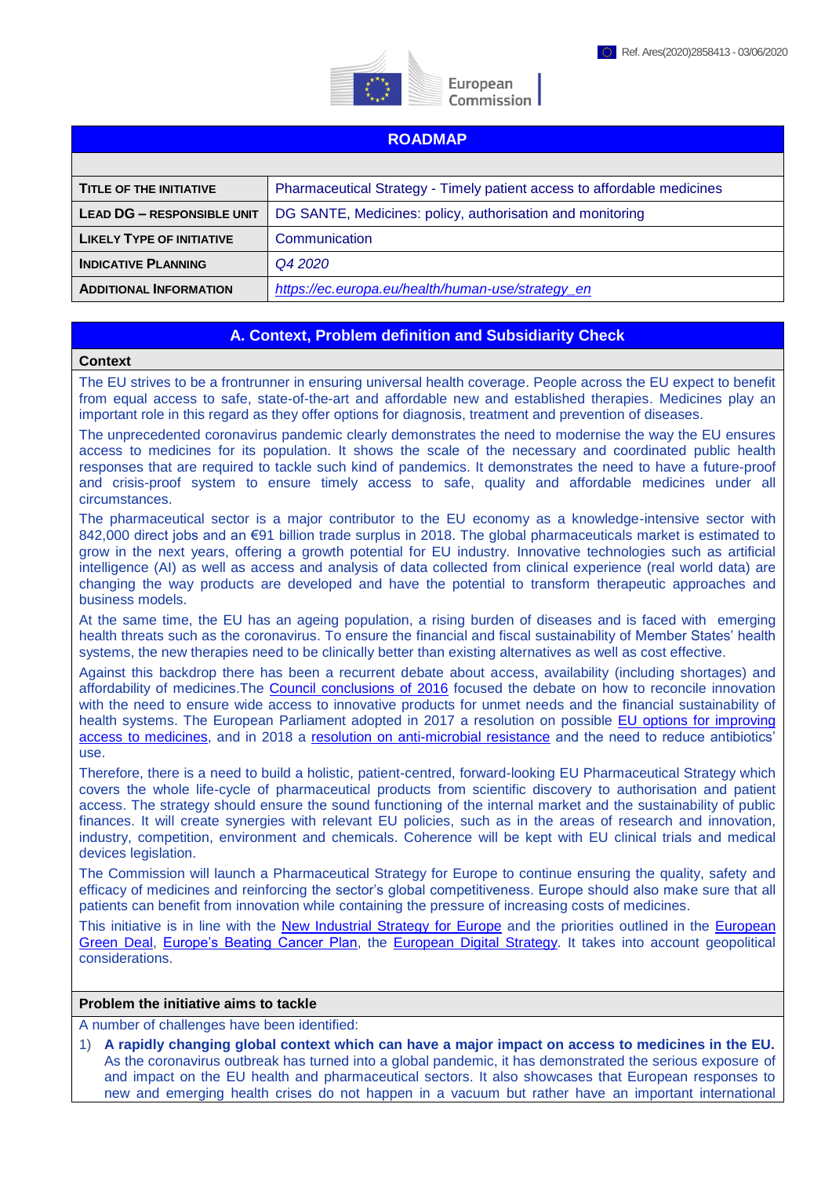Ref. Ares(2020)2858413 - 03/06/2020

European Commission

# ROADMAP

| | |
|---|---|
| **TITLE OF THE INITIATIVE** | Pharmaceutical Strategy - Timely patient access to affordable medicines |
| **LEAD DG – RESPONSIBLE UNIT** | DG SANTE, Medicines: policy, authorisation and monitoring |
| **LIKELY TYPE OF INITIATIVE** | Communication |
| **INDICATIVE PLANNING** | *Q4 2020* |
| **ADDITIONAL INFORMATION** | *https://ec.europa.eu/health/human-use/strategy_en* |

## A. Context, Problem definition and Subsidiarity Check

### Context

The EU strives to be a frontrunner in ensuring universal health coverage. People across the EU expect to benefit from equal access to safe, state-of-the-art and affordable new and established therapies. Medicines play an important role in this regard as they offer options for diagnosis, treatment and prevention of diseases.

The unprecedented coronavirus pandemic clearly demonstrates the need to modernise the way the EU ensures access to medicines for its population. It shows the scale of the necessary and coordinated public health responses that are required to tackle such kind of pandemics. It demonstrates the need to have a future-proof and crisis-proof system to ensure timely access to safe, quality and affordable medicines under all circumstances.

The pharmaceutical sector is a major contributor to the EU economy as a knowledge-intensive sector with 842,000 direct jobs and an €91 billion trade surplus in 2018. The global pharmaceuticals market is estimated to grow in the next years, offering a growth potential for EU industry. Innovative technologies such as artificial intelligence (AI) as well as access and analysis of data collected from clinical experience (real world data) are changing the way products are developed and have the potential to transform therapeutic approaches and business models.

At the same time, the EU has an ageing population, a rising burden of diseases and is faced with emerging health threats such as the coronavirus. To ensure the financial and fiscal sustainability of Member States' health systems, the new therapies need to be clinically better than existing alternatives as well as cost effective.

Against this backdrop there has been a recurrent debate about access, availability (including shortages) and affordability of medicines.The Council conclusions of 2016 focused the debate on how to reconcile innovation with the need to ensure wide access to innovative products for unmet needs and the financial sustainability of health systems. The European Parliament adopted in 2017 a resolution on possible EU options for improving access to medicines, and in 2018 a resolution on anti-microbial resistance and the need to reduce antibiotics' use.

Therefore, there is a need to build a holistic, patient-centred, forward-looking EU Pharmaceutical Strategy which covers the whole life-cycle of pharmaceutical products from scientific discovery to authorisation and patient access. The strategy should ensure the sound functioning of the internal market and the sustainability of public finances. It will create synergies with relevant EU policies, such as in the areas of research and innovation, industry, competition, environment and chemicals. Coherence will be kept with EU clinical trials and medical devices legislation.

The Commission will launch a Pharmaceutical Strategy for Europe to continue ensuring the quality, safety and efficacy of medicines and reinforcing the sector's global competitiveness. Europe should also make sure that all patients can benefit from innovation while containing the pressure of increasing costs of medicines.

This initiative is in line with the New Industrial Strategy for Europe and the priorities outlined in the European Green Deal, Europe's Beating Cancer Plan, the European Digital Strategy. It takes into account geopolitical considerations.

### Problem the initiative aims to tackle

A number of challenges have been identified:

1) **A rapidly changing global context which can have a major impact on access to medicines in the EU.** As the coronavirus outbreak has turned into a global pandemic, it has demonstrated the serious exposure of and impact on the EU health and pharmaceutical sectors. It also showcases that European responses to new and emerging health crises do not happen in a vacuum but rather have an important international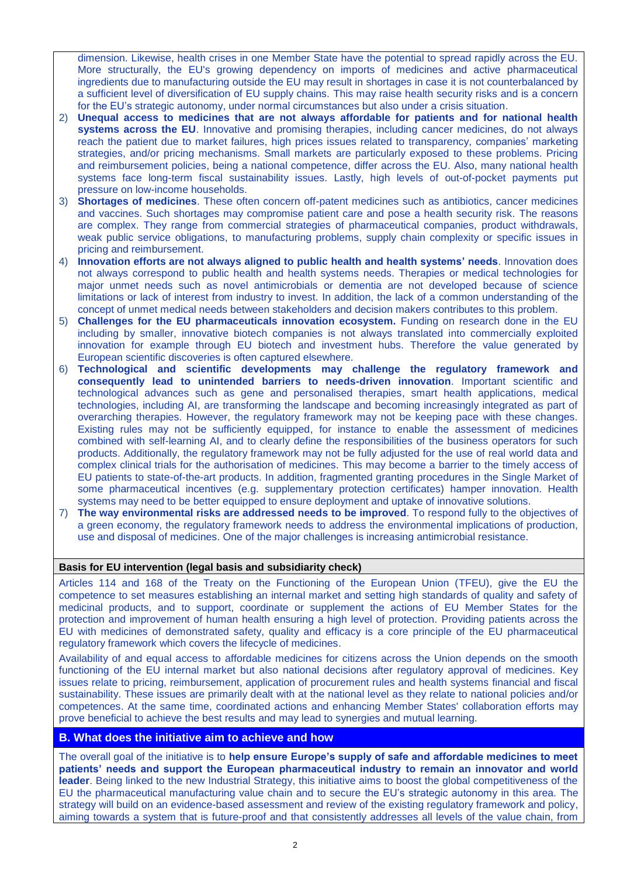dimension. Likewise, health crises in one Member State have the potential to spread rapidly across the EU. More structurally, the EU's growing dependency on imports of medicines and active pharmaceutical ingredients due to manufacturing outside the EU may result in shortages in case it is not counterbalanced by a sufficient level of diversification of EU supply chains. This may raise health security risks and is a concern for the EU's strategic autonomy, under normal circumstances but also under a crisis situation.

2) **Unequal access to medicines that are not always affordable for patients and for national health systems across the EU**. Innovative and promising therapies, including cancer medicines, do not always reach the patient due to market failures, high prices issues related to transparency, companies' marketing strategies, and/or pricing mechanisms. Small markets are particularly exposed to these problems. Pricing and reimbursement policies, being a national competence, differ across the EU. Also, many national health systems face long-term fiscal sustainability issues. Lastly, high levels of out-of-pocket payments put pressure on low-income households.
3) **Shortages of medicines**. These often concern off-patent medicines such as antibiotics, cancer medicines and vaccines. Such shortages may compromise patient care and pose a health security risk. The reasons are complex. They range from commercial strategies of pharmaceutical companies, product withdrawals, weak public service obligations, to manufacturing problems, supply chain complexity or specific issues in pricing and reimbursement.
4) **Innovation efforts are not always aligned to public health and health systems' needs**. Innovation does not always correspond to public health and health systems needs. Therapies or medical technologies for major unmet needs such as novel antimicrobials or dementia are not developed because of science limitations or lack of interest from industry to invest. In addition, the lack of a common understanding of the concept of unmet medical needs between stakeholders and decision makers contributes to this problem.
5) **Challenges for the EU pharmaceuticals innovation ecosystem.** Funding on research done in the EU including by smaller, innovative biotech companies is not always translated into commercially exploited innovation for example through EU biotech and investment hubs. Therefore the value generated by European scientific discoveries is often captured elsewhere.
6) **Technological and scientific developments may challenge the regulatory framework and consequently lead to unintended barriers to needs-driven innovation**. Important scientific and technological advances such as gene and personalised therapies, smart health applications, medical technologies, including AI, are transforming the landscape and becoming increasingly integrated as part of overarching therapies. However, the regulatory framework may not be keeping pace with these changes. Existing rules may not be sufficiently equipped, for instance to enable the assessment of medicines combined with self-learning AI, and to clearly define the responsibilities of the business operators for such products. Additionally, the regulatory framework may not be fully adjusted for the use of real world data and complex clinical trials for the authorisation of medicines. This may become a barrier to the timely access of EU patients to state-of-the-art products. In addition, fragmented granting procedures in the Single Market of some pharmaceutical incentives (e.g. supplementary protection certificates) hamper innovation. Health systems may need to be better equipped to ensure deployment and uptake of innovative solutions.
7) **The way environmental risks are addressed needs to be improved**. To respond fully to the objectives of a green economy, the regulatory framework needs to address the environmental implications of production, use and disposal of medicines. One of the major challenges is increasing antimicrobial resistance.

**Basis for EU intervention (legal basis and subsidiarity check)**

Articles 114 and 168 of the Treaty on the Functioning of the European Union (TFEU), give the EU the competence to set measures establishing an internal market and setting high standards of quality and safety of medicinal products, and to support, coordinate or supplement the actions of EU Member States for the protection and improvement of human health ensuring a high level of protection. Providing patients across the EU with medicines of demonstrated safety, quality and efficacy is a core principle of the EU pharmaceutical regulatory framework which covers the lifecycle of medicines.

Availability of and equal access to affordable medicines for citizens across the Union depends on the smooth functioning of the EU internal market but also national decisions after regulatory approval of medicines. Key issues relate to pricing, reimbursement, application of procurement rules and health systems financial and fiscal sustainability. These issues are primarily dealt with at the national level as they relate to national policies and/or competences. At the same time, coordinated actions and enhancing Member States' collaboration efforts may prove beneficial to achieve the best results and may lead to synergies and mutual learning.

## B. What does the initiative aim to achieve and how

The overall goal of the initiative is to **help ensure Europe's supply of safe and affordable medicines to meet patients' needs and support the European pharmaceutical industry to remain an innovator and world leader**. Being linked to the new Industrial Strategy, this initiative aims to boost the global competitiveness of the EU the pharmaceutical manufacturing value chain and to secure the EU's strategic autonomy in this area. The strategy will build on an evidence-based assessment and review of the existing regulatory framework and policy, aiming towards a system that is future-proof and that consistently addresses all levels of the value chain, from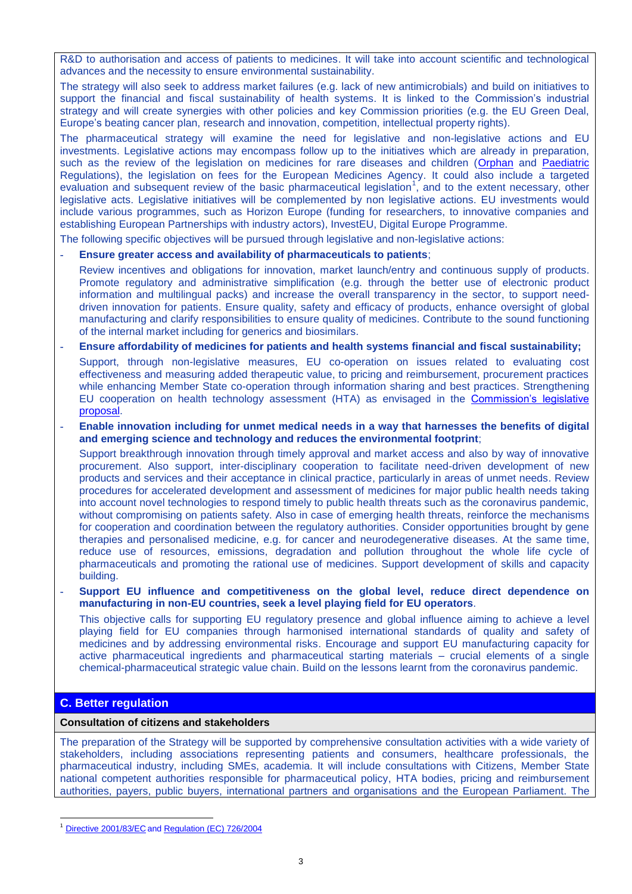R&D to authorisation and access of patients to medicines. It will take into account scientific and technological advances and the necessity to ensure environmental sustainability.

The strategy will also seek to address market failures (e.g. lack of new antimicrobials) and build on initiatives to support the financial and fiscal sustainability of health systems. It is linked to the Commission's industrial strategy and will create synergies with other policies and key Commission priorities (e.g. the EU Green Deal, Europe's beating cancer plan, research and innovation, competition, intellectual property rights).

The pharmaceutical strategy will examine the need for legislative and non-legislative actions and EU investments. Legislative actions may encompass follow up to the initiatives which are already in preparation, such as the review of the legislation on medicines for rare diseases and children (Orphan and Paediatric Regulations), the legislation on fees for the European Medicines Agency. It could also include a targeted evaluation and subsequent review of the basic pharmaceutical legislation[1], and to the extent necessary, other legislative acts. Legislative initiatives will be complemented by non legislative actions. EU investments would include various programmes, such as Horizon Europe (funding for researchers, to innovative companies and establishing European Partnerships with industry actors), InvestEU, Digital Europe Programme.

The following specific objectives will be pursued through legislative and non-legislative actions:

- **Ensure greater access and availability of pharmaceuticals to patients**;

  Review incentives and obligations for innovation, market launch/entry and continuous supply of products. Promote regulatory and administrative simplification (e.g. through the better use of electronic product information and multilingual packs) and increase the overall transparency in the sector, to support need-driven innovation for patients. Ensure quality, safety and efficacy of products, enhance oversight of global manufacturing and clarify responsibilities to ensure quality of medicines. Contribute to the sound functioning of the internal market including for generics and biosimilars.

- **Ensure affordability of medicines for patients and health systems financial and fiscal sustainability;**

  Support, through non-legislative measures, EU co-operation on issues related to evaluating cost effectiveness and measuring added therapeutic value, to pricing and reimbursement, procurement practices while enhancing Member State co-operation through information sharing and best practices. Strengthening EU cooperation on health technology assessment (HTA) as envisaged in the Commission's legislative proposal.

- **Enable innovation including for unmet medical needs in a way that harnesses the benefits of digital and emerging science and technology and reduces the environmental footprint**;

  Support breakthrough innovation through timely approval and market access and also by way of innovative procurement. Also support, inter-disciplinary cooperation to facilitate need-driven development of new products and services and their acceptance in clinical practice, particularly in areas of unmet needs. Review procedures for accelerated development and assessment of medicines for major public health needs taking into account novel technologies to respond timely to public health threats such as the coronavirus pandemic, without compromising on patients safety. Also in case of emerging health threats, reinforce the mechanisms for cooperation and coordination between the regulatory authorities. Consider opportunities brought by gene therapies and personalised medicine, e.g. for cancer and neurodegenerative diseases. At the same time, reduce use of resources, emissions, degradation and pollution throughout the whole life cycle of pharmaceuticals and promoting the rational use of medicines. Support development of skills and capacity building.

- **Support EU influence and competitiveness on the global level, reduce direct dependence on manufacturing in non-EU countries, seek a level playing field for EU operators**.

  This objective calls for supporting EU regulatory presence and global influence aiming to achieve a level playing field for EU companies through harmonised international standards of quality and safety of medicines and by addressing environmental risks. Encourage and support EU manufacturing capacity for active pharmaceutical ingredients and pharmaceutical starting materials – crucial elements of a single chemical-pharmaceutical strategic value chain. Build on the lessons learnt from the coronavirus pandemic.

## C. Better regulation

### Consultation of citizens and stakeholders

The preparation of the Strategy will be supported by comprehensive consultation activities with a wide variety of stakeholders, including associations representing patients and consumers, healthcare professionals, the pharmaceutical industry, including SMEs, academia. It will include consultations with Citizens, Member State national competent authorities responsible for pharmaceutical policy, HTA bodies, pricing and reimbursement authorities, payers, public buyers, international partners and organisations and the European Parliament. The

---

[1] Directive 2001/83/EC and Regulation (EC) 726/2004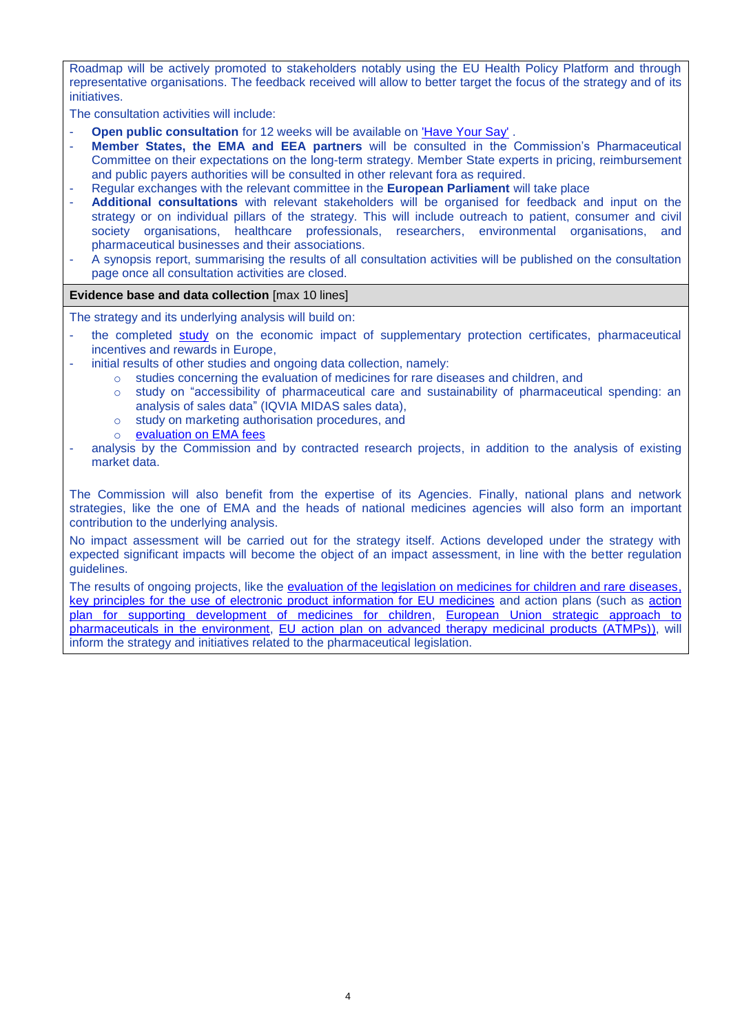Roadmap will be actively promoted to stakeholders notably using the EU Health Policy Platform and through representative organisations. The feedback received will allow to better target the focus of the strategy and of its initiatives.

The consultation activities will include:

- **Open public consultation** for 12 weeks will be available on 'Have Your Say' .
- **Member States, the EMA and EEA partners** will be consulted in the Commission's Pharmaceutical Committee on their expectations on the long-term strategy. Member State experts in pricing, reimbursement and public payers authorities will be consulted in other relevant fora as required.
- Regular exchanges with the relevant committee in the **European Parliament** will take place
- **Additional consultations** with relevant stakeholders will be organised for feedback and input on the strategy or on individual pillars of the strategy. This will include outreach to patient, consumer and civil society organisations, healthcare professionals, researchers, environmental organisations, and pharmaceutical businesses and their associations.
- A synopsis report, summarising the results of all consultation activities will be published on the consultation page once all consultation activities are closed.

**Evidence base and data collection** [max 10 lines]

The strategy and its underlying analysis will build on:

- the completed study on the economic impact of supplementary protection certificates, pharmaceutical incentives and rewards in Europe,
- initial results of other studies and ongoing data collection, namely:
  - studies concerning the evaluation of medicines for rare diseases and children, and
  - study on "accessibility of pharmaceutical care and sustainability of pharmaceutical spending: an analysis of sales data" (IQVIA MIDAS sales data),
  - study on marketing authorisation procedures, and
  - evaluation on EMA fees
- analysis by the Commission and by contracted research projects, in addition to the analysis of existing market data.

The Commission will also benefit from the expertise of its Agencies. Finally, national plans and network strategies, like the one of EMA and the heads of national medicines agencies will also form an important contribution to the underlying analysis.

No impact assessment will be carried out for the strategy itself. Actions developed under the strategy with expected significant impacts will become the object of an impact assessment, in line with the better regulation guidelines.

The results of ongoing projects, like the evaluation of the legislation on medicines for children and rare diseases, key principles for the use of electronic product information for EU medicines and action plans (such as action plan for supporting development of medicines for children, European Union strategic approach to pharmaceuticals in the environment, EU action plan on advanced therapy medicinal products (ATMPs)), will inform the strategy and initiatives related to the pharmaceutical legislation.